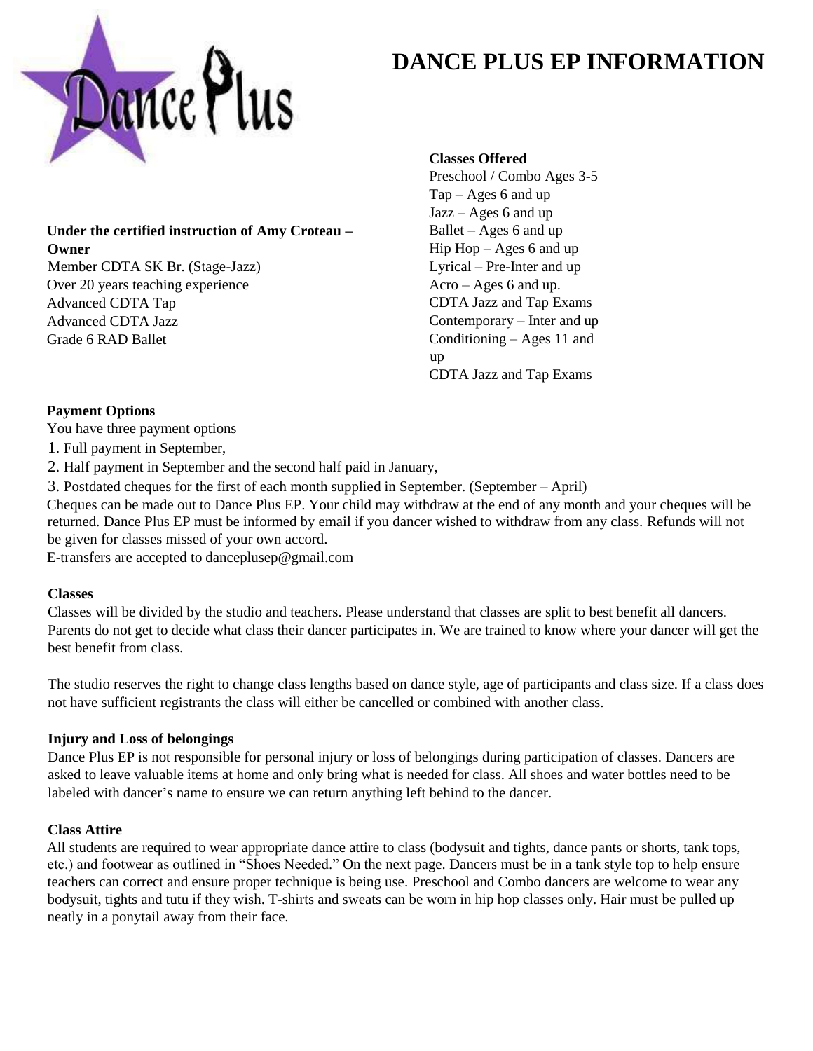# DANCE PLUS EP INFORMATION

**Under the certified instruction of Amy Croteau – Owner**

Member CDTA SK Br. (Stage-Jazz)
Over 20 years teaching experience
Advanced CDTA Tap
Advanced CDTA Jazz
Grade 6 RAD Ballet

**Classes Offered**

Preschool / Combo Ages 3-5
Tap – Ages 6 and up
Jazz – Ages 6 and up
Ballet – Ages 6 and up
Hip Hop – Ages 6 and up
Lyrical – Pre-Inter and up
Acro – Ages 6 and up.
CDTA Jazz and Tap Exams
Contemporary – Inter and up
Conditioning – Ages 11 and up
CDTA Jazz and Tap Exams

**Payment Options**

You have three payment options

1. Full payment in September,
2. Half payment in September and the second half paid in January,
3. Postdated cheques for the first of each month supplied in September. (September – April)

Cheques can be made out to Dance Plus EP. Your child may withdraw at the end of any month and your cheques will be returned. Dance Plus EP must be informed by email if you dancer wished to withdraw from any class. Refunds will not be given for classes missed of your own accord.

E-transfers are accepted to danceplusep@gmail.com

**Classes**

Classes will be divided by the studio and teachers. Please understand that classes are split to best benefit all dancers. Parents do not get to decide what class their dancer participates in. We are trained to know where your dancer will get the best benefit from class.

The studio reserves the right to change class lengths based on dance style, age of participants and class size. If a class does not have sufficient registrants the class will either be cancelled or combined with another class.

**Injury and Loss of belongings**

Dance Plus EP is not responsible for personal injury or loss of belongings during participation of classes. Dancers are asked to leave valuable items at home and only bring what is needed for class. All shoes and water bottles need to be labeled with dancer's name to ensure we can return anything left behind to the dancer.

**Class Attire**

All students are required to wear appropriate dance attire to class (bodysuit and tights, dance pants or shorts, tank tops, etc.) and footwear as outlined in "Shoes Needed." On the next page. Dancers must be in a tank style top to help ensure teachers can correct and ensure proper technique is being use. Preschool and Combo dancers are welcome to wear any bodysuit, tights and tutu if they wish. T-shirts and sweats can be worn in hip hop classes only. Hair must be pulled up neatly in a ponytail away from their face.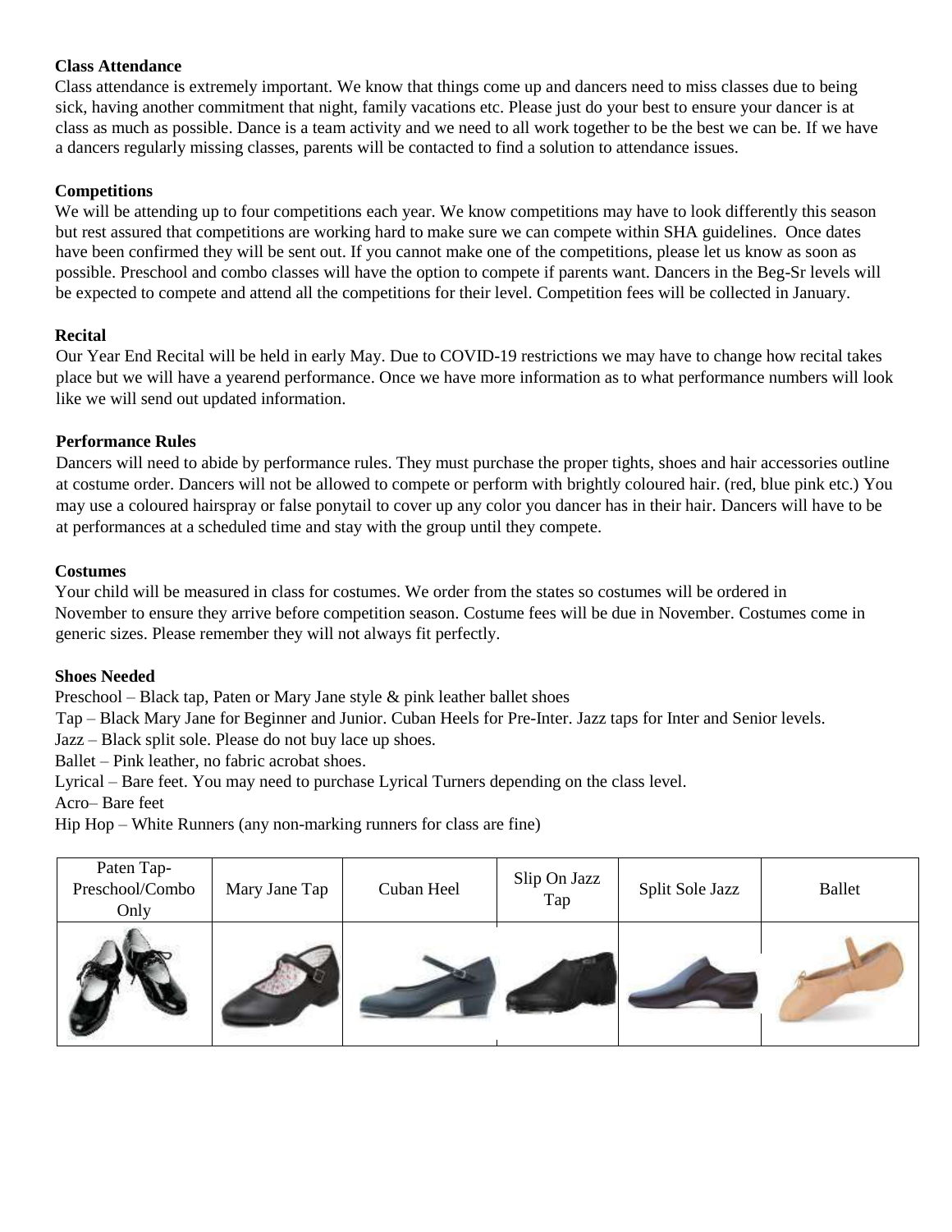**Class Attendance**

Class attendance is extremely important. We know that things come up and dancers need to miss classes due to being sick, having another commitment that night, family vacations etc. Please just do your best to ensure your dancer is at class as much as possible. Dance is a team activity and we need to all work together to be the best we can be. If we have a dancers regularly missing classes, parents will be contacted to find a solution to attendance issues.

**Competitions**

We will be attending up to four competitions each year. We know competitions may have to look differently this season but rest assured that competitions are working hard to make sure we can compete within SHA guidelines. Once dates have been confirmed they will be sent out. If you cannot make one of the competitions, please let us know as soon as possible. Preschool and combo classes will have the option to compete if parents want. Dancers in the Beg-Sr levels will be expected to compete and attend all the competitions for their level. Competition fees will be collected in January.

**Recital**

Our Year End Recital will be held in early May. Due to COVID-19 restrictions we may have to change how recital takes place but we will have a yearend performance. Once we have more information as to what performance numbers will look like we will send out updated information.

**Performance Rules**

Dancers will need to abide by performance rules. They must purchase the proper tights, shoes and hair accessories outline at costume order. Dancers will not be allowed to compete or perform with brightly coloured hair. (red, blue pink etc.) You may use a coloured hairspray or false ponytail to cover up any color you dancer has in their hair. Dancers will have to be at performances at a scheduled time and stay with the group until they compete.

**Costumes**

Your child will be measured in class for costumes. We order from the states so costumes will be ordered in November to ensure they arrive before competition season. Costume fees will be due in November. Costumes come in generic sizes. Please remember they will not always fit perfectly.

**Shoes Needed**

Preschool – Black tap, Paten or Mary Jane style & pink leather ballet shoes

Tap – Black Mary Jane for Beginner and Junior. Cuban Heels for Pre-Inter. Jazz taps for Inter and Senior levels.

Jazz – Black split sole. Please do not buy lace up shoes.

Ballet – Pink leather, no fabric acrobat shoes.

Lyrical – Bare feet. You may need to purchase Lyrical Turners depending on the class level.

Acro– Bare feet

Hip Hop – White Runners (any non-marking runners for class are fine)

| Paten Tap-Preschool/Combo Only | Mary Jane Tap | Cuban Heel | Slip On Jazz Tap | Split Sole Jazz | Ballet |
|---|---|---|---|---|---|
| | | | | | |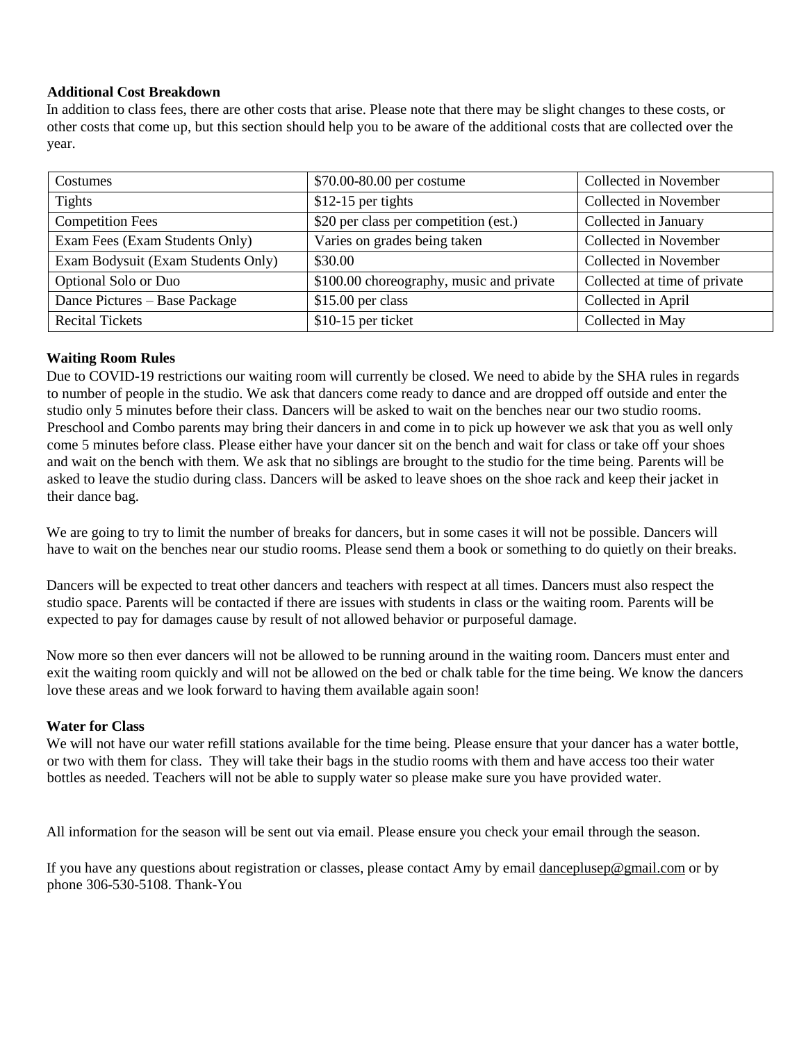**Additional Cost Breakdown**

In addition to class fees, there are other costs that arise. Please note that there may be slight changes to these costs, or other costs that come up, but this section should help you to be aware of the additional costs that are collected over the year.

| | | |
|---|---|---|
| Costumes | $70.00-80.00 per costume | Collected in November |
| Tights | $12-15 per tights | Collected in November |
| Competition Fees | $20 per class per competition (est.) | Collected in January |
| Exam Fees (Exam Students Only) | Varies on grades being taken | Collected in November |
| Exam Bodysuit (Exam Students Only) | $30.00 | Collected in November |
| Optional Solo or Duo | $100.00 choreography, music and private | Collected at time of private |
| Dance Pictures – Base Package | $15.00 per class | Collected in April |
| Recital Tickets | $10-15 per ticket | Collected in May |

**Waiting Room Rules**

Due to COVID-19 restrictions our waiting room will currently be closed. We need to abide by the SHA rules in regards to number of people in the studio. We ask that dancers come ready to dance and are dropped off outside and enter the studio only 5 minutes before their class. Dancers will be asked to wait on the benches near our two studio rooms. Preschool and Combo parents may bring their dancers in and come in to pick up however we ask that you as well only come 5 minutes before class. Please either have your dancer sit on the bench and wait for class or take off your shoes and wait on the bench with them. We ask that no siblings are brought to the studio for the time being. Parents will be asked to leave the studio during class. Dancers will be asked to leave shoes on the shoe rack and keep their jacket in their dance bag.

We are going to try to limit the number of breaks for dancers, but in some cases it will not be possible. Dancers will have to wait on the benches near our studio rooms. Please send them a book or something to do quietly on their breaks.

Dancers will be expected to treat other dancers and teachers with respect at all times. Dancers must also respect the studio space. Parents will be contacted if there are issues with students in class or the waiting room. Parents will be expected to pay for damages cause by result of not allowed behavior or purposeful damage.

Now more so then ever dancers will not be allowed to be running around in the waiting room. Dancers must enter and exit the waiting room quickly and will not be allowed on the bed or chalk table for the time being. We know the dancers love these areas and we look forward to having them available again soon!

**Water for Class**

We will not have our water refill stations available for the time being. Please ensure that your dancer has a water bottle, or two with them for class. They will take their bags in the studio rooms with them and have access too their water bottles as needed. Teachers will not be able to supply water so please make sure you have provided water.

All information for the season will be sent out via email. Please ensure you check your email through the season.

If you have any questions about registration or classes, please contact Amy by email danceplusep@gmail.com or by phone 306-530-5108. Thank-You